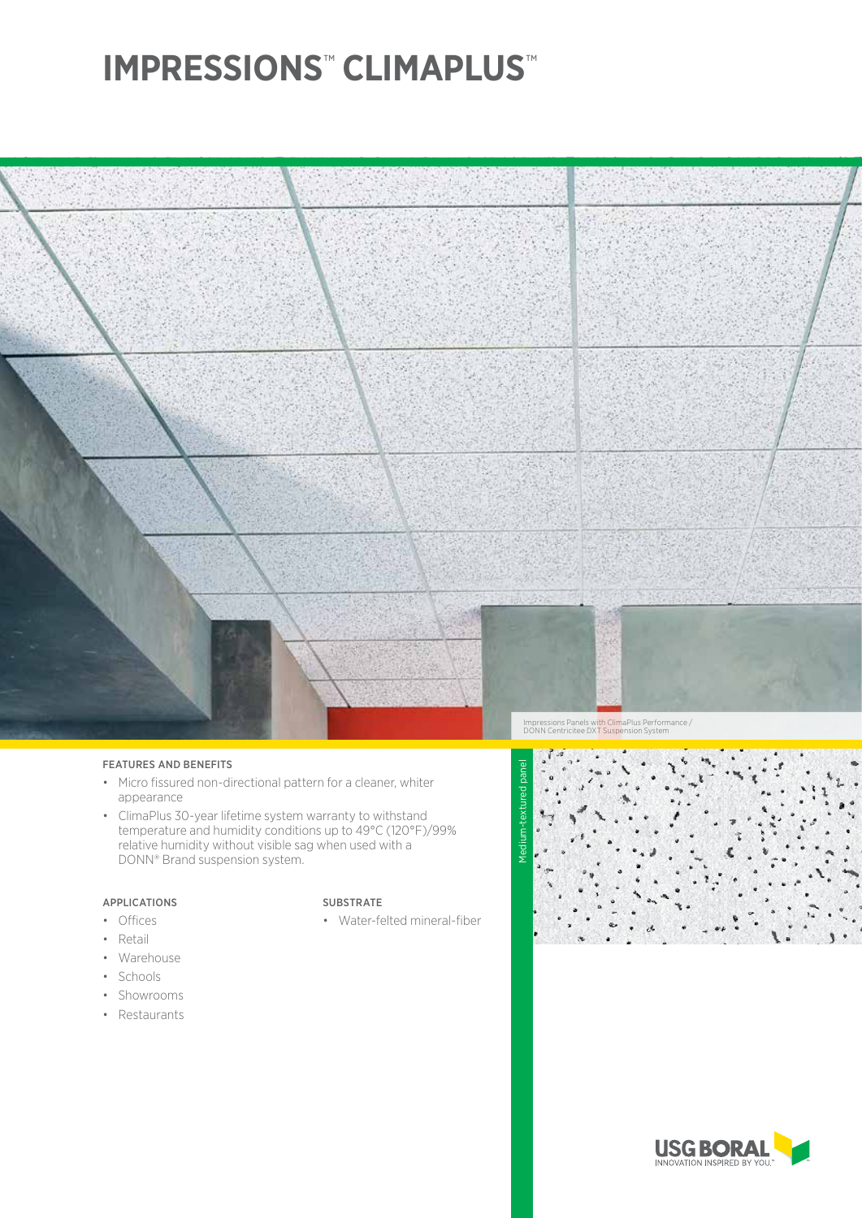# IMPRESSIONS™ CLIMAPLUS™

Impressions Panels with ClimaPlus Performance / DONN Centricitee DXT Suspension System

Medium-textured panel

## FEATURES AND BENEFITS

- Micro fissured non-directional pattern for a cleaner, whiter appearance
- ClimaPlus 30-year lifetime system warranty to withstand temperature and humidity conditions up to 49°C (120°F)/99% relative humidity without visible sag when used with a DONN® Brand suspension system.

## APPLICATIONS

- Offices
- Retail
- Warehouse
- Schools
- Showrooms
- Restaurants

## SUBSTRATE

- Water-felted mineral-fiber

USG BORAL
INNOVATION INSPIRED BY YOU.™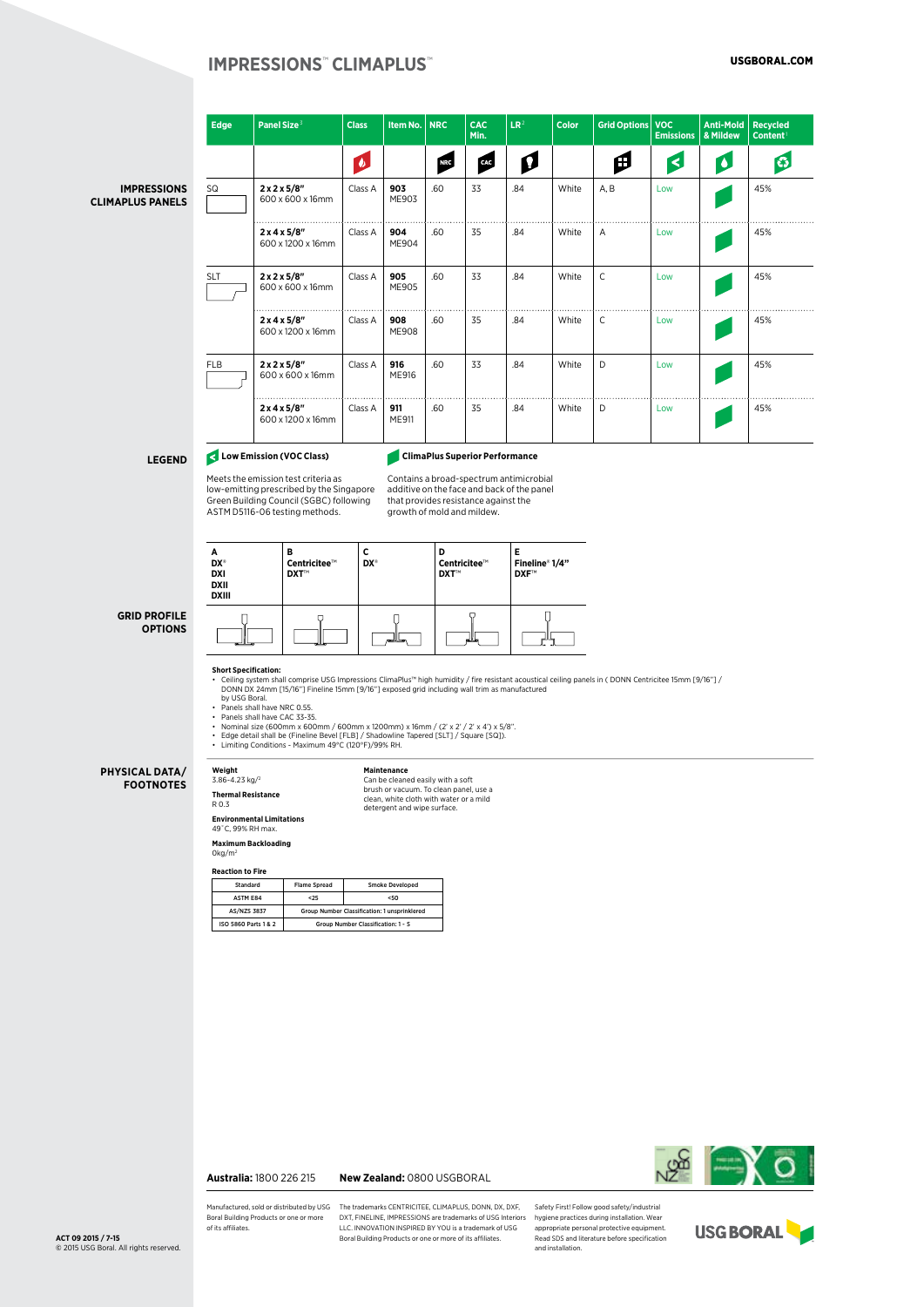# IMPRESSIONS™ CLIMAPLUS™

USGBORAL.COM

## IMPRESSIONS CLIMAPLUS PANELS

| Edge | Panel Size[2] | Class | Item No. | NRC | CAC Min. | LR[2] | Color | Grid Options | VOC Emissions | Anti-Mold & Mildew | Recycled Content[1] |
|---|---|---|---|---|---|---|---|---|---|---|---|
| SQ | **2 x 2 x 5/8"** 600 x 600 x 16mm | Class A | **903** ME903 | .60 | 33 | .84 | White | A, B | Low | | 45% |
| | **2 x 4 x 5/8"** 600 x 1200 x 16mm | Class A | **904** ME904 | .60 | 35 | .84 | White | A | Low | | 45% |
| SLT | **2 x 2 x 5/8"** 600 x 600 x 16mm | Class A | **905** ME905 | .60 | 33 | .84 | White | C | Low | | 45% |
| | **2 x 4 x 5/8"** 600 x 1200 x 16mm | Class A | **908** ME908 | .60 | 35 | .84 | White | C | Low | | 45% |
| FLB | **2 x 2 x 5/8"** 600 x 600 x 16mm | Class A | **916** ME916 | .60 | 33 | .84 | White | D | Low | | 45% |
| | **2 x 4 x 5/8"** 600 x 1200 x 16mm | Class A | **911** ME911 | .60 | 35 | .84 | White | D | Low | | 45% |

## LEGEND

**Low Emission (VOC Class)**

Meets the emission test criteria as low-emitting prescribed by the Singapore Green Building Council (SGBC) following ASTM D5116-06 testing methods.

**ClimaPlus Superior Performance**

Contains a broad-spectrum antimicrobial additive on the face and back of the panel that provides resistance against the growth of mold and mildew.

## GRID PROFILE OPTIONS

| A | B | C | D | E |
|---|---|---|---|---|
| DX® DXI DXII DXIII | Centricitee™ DXT™ | DX® | Centricitee™ DXT™ | Fineline® 1/4" DXF™ |

**Short Specification:**

- Ceiling system shall comprise USG Impressions ClimaPlus™ high humidity / fire resistant acoustical ceiling panels in ( DONN Centricitee 15mm [9/16"] / DONN DX 24mm [15/16"] Fineline 15mm [9/16"] exposed grid including wall trim as manufactured by USG Boral.
- Panels shall have NRC 0.55.
- Panels shall have CAC 33-35.
- Nominal size (600mm x 600mm / 600mm x 1200mm) x 16mm / (2' x 2' / 2' x 4') x 5/8".
- Edge detail shall be (Fineline Bevel [FLB] / Shadowline Tapered [SLT] / Square [SQ]).
- Limiting Conditions - Maximum 49°C (120°F)/99% RH.

## PHYSICAL DATA/ FOOTNOTES

**Weight**
3.86-4.23 kg/$m^2$

**Thermal Resistance**
R 0.3

**Environmental Limitations**
49°C, 99% RH max.

**Maximum Backloading**
0kg/$m^2$

**Maintenance**
Can be cleaned easily with a soft brush or vacuum. To clean panel, use a clean, white cloth with water or a mild detergent and wipe surface.

**Reaction to Fire**

| Standard | Flame Spread | Smoke Developed |
|---|---|---|
| ASTM E84 | <25 | <50 |
| AS/NZS 3837 | Group Number Classification: 1 unsprinklered | |
| ISO 5860 Parts 1 & 2 | Group Number Classification: 1 - S | |

**Australia:** 1800 226 215 **New Zealand:** 0800 USGBORAL

Manufactured, sold or distributed by USG Boral Building Products or one or more of its affiliates.

The trademarks CENTRICITEE, CLIMAPLUS, DONN, DX, DXF, DXT, FINELINE, IMPRESSIONS are trademarks of USG Interiors LLC. INNOVATION INSPIRED BY YOU is a trademark of USG Boral Building Products or one or more of its affiliates.

Safety First! Follow good safety/industrial hygiene practices during installation. Wear appropriate personal protective equipment. Read SDS and literature before specification and installation.

ACT 09 2015 / 7-15
© 2015 USG Boral. All rights reserved.